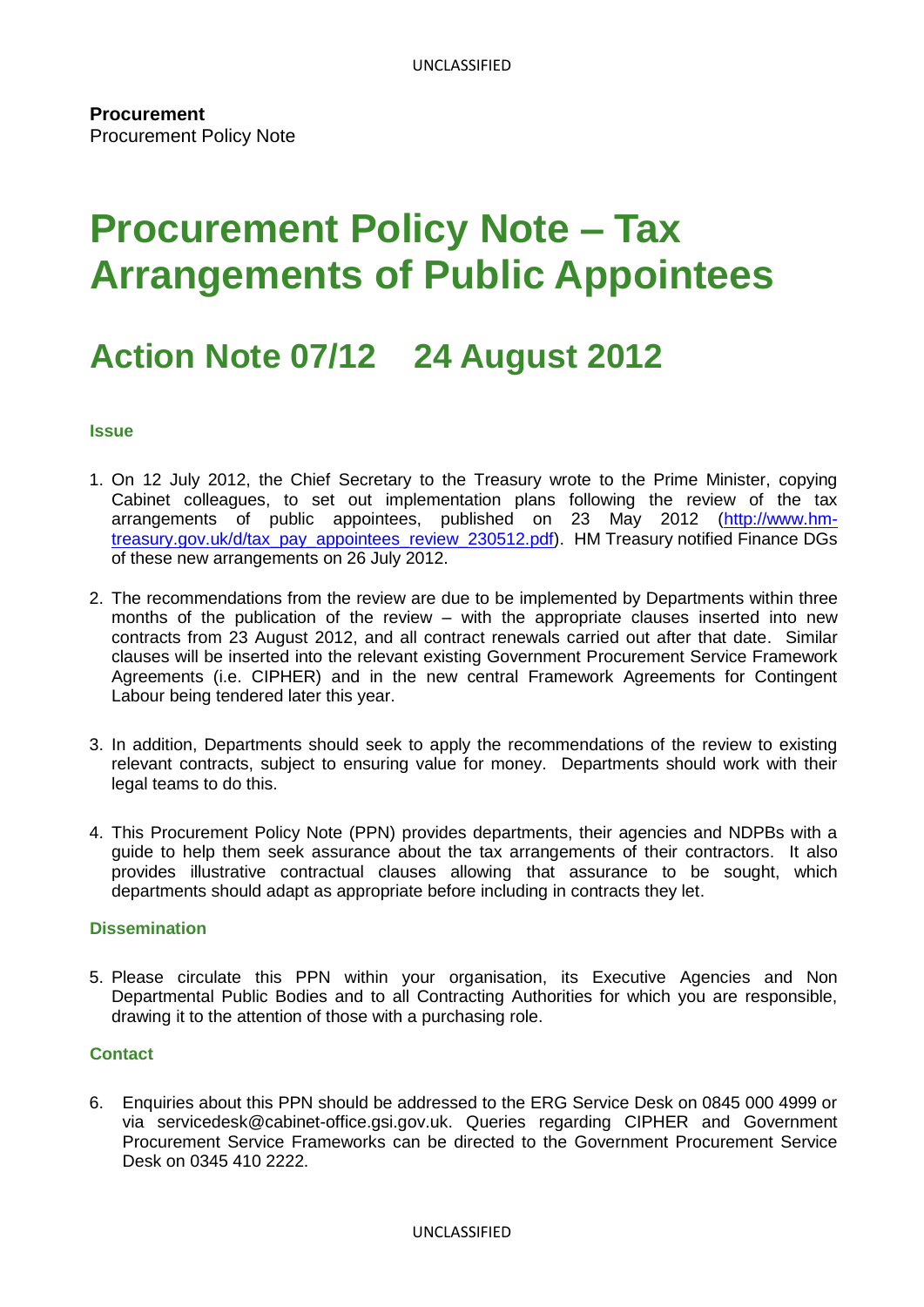**Procurement**
Procurement Policy Note

# Procurement Policy Note – Tax Arrangements of Public Appointees

# Action Note 07/12 24 August 2012

### Issue

1. On 12 July 2012, the Chief Secretary to the Treasury wrote to the Prime Minister, copying Cabinet colleagues, to set out implementation plans following the review of the tax arrangements of public appointees, published on 23 May 2012 (http://www.hm-treasury.gov.uk/d/tax_pay_appointees_review_230512.pdf). HM Treasury notified Finance DGs of these new arrangements on 26 July 2012.

2. The recommendations from the review are due to be implemented by Departments within three months of the publication of the review – with the appropriate clauses inserted into new contracts from 23 August 2012, and all contract renewals carried out after that date. Similar clauses will be inserted into the relevant existing Government Procurement Service Framework Agreements (i.e. CIPHER) and in the new central Framework Agreements for Contingent Labour being tendered later this year.

3. In addition, Departments should seek to apply the recommendations of the review to existing relevant contracts, subject to ensuring value for money. Departments should work with their legal teams to do this.

4. This Procurement Policy Note (PPN) provides departments, their agencies and NDPBs with a guide to help them seek assurance about the tax arrangements of their contractors. It also provides illustrative contractual clauses allowing that assurance to be sought, which departments should adapt as appropriate before including in contracts they let.

### Dissemination

5. Please circulate this PPN within your organisation, its Executive Agencies and Non Departmental Public Bodies and to all Contracting Authorities for which you are responsible, drawing it to the attention of those with a purchasing role.

### Contact

6. Enquiries about this PPN should be addressed to the ERG Service Desk on 0845 000 4999 or via servicedesk@cabinet-office.gsi.gov.uk. Queries regarding CIPHER and Government Procurement Service Frameworks can be directed to the Government Procurement Service Desk on 0345 410 2222.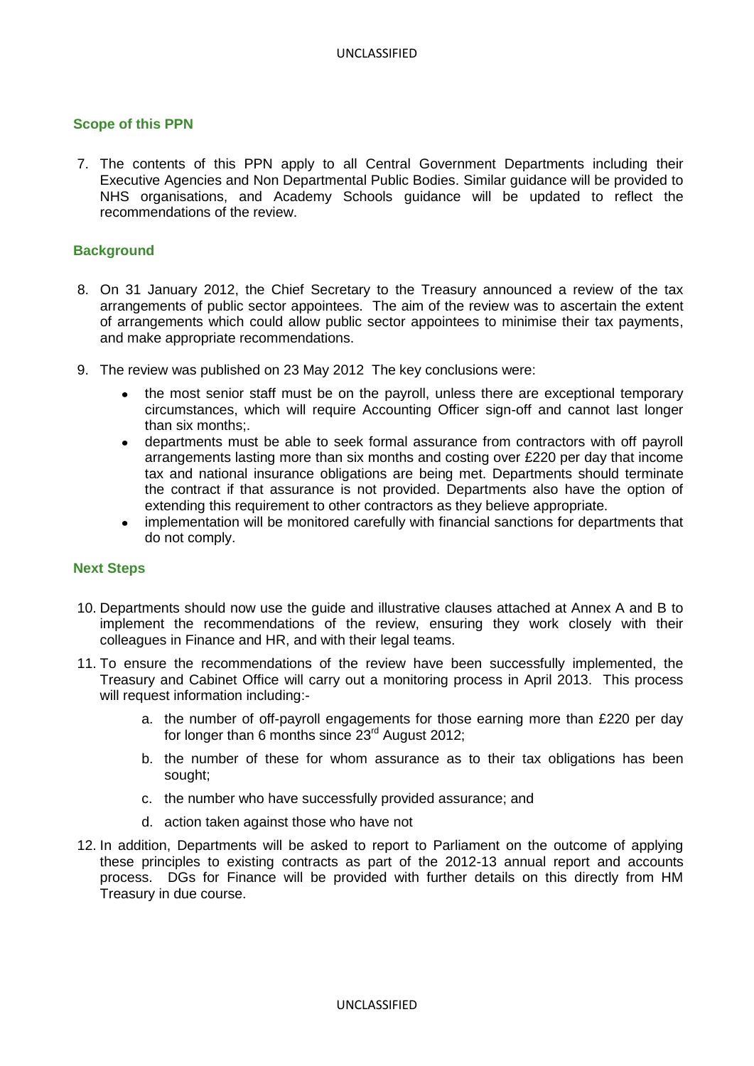## Scope of this PPN

7. The contents of this PPN apply to all Central Government Departments including their Executive Agencies and Non Departmental Public Bodies. Similar guidance will be provided to NHS organisations, and Academy Schools guidance will be updated to reflect the recommendations of the review.

## Background

8. On 31 January 2012, the Chief Secretary to the Treasury announced a review of the tax arrangements of public sector appointees. The aim of the review was to ascertain the extent of arrangements which could allow public sector appointees to minimise their tax payments, and make appropriate recommendations.

9. The review was published on 23 May 2012 The key conclusions were:

   - the most senior staff must be on the payroll, unless there are exceptional temporary circumstances, which will require Accounting Officer sign-off and cannot last longer than six months;.
   - departments must be able to seek formal assurance from contractors with off payroll arrangements lasting more than six months and costing over £220 per day that income tax and national insurance obligations are being met. Departments should terminate the contract if that assurance is not provided. Departments also have the option of extending this requirement to other contractors as they believe appropriate.
   - implementation will be monitored carefully with financial sanctions for departments that do not comply.

## Next Steps

10. Departments should now use the guide and illustrative clauses attached at Annex A and B to implement the recommendations of the review, ensuring they work closely with their colleagues in Finance and HR, and with their legal teams.

11. To ensure the recommendations of the review have been successfully implemented, the Treasury and Cabinet Office will carry out a monitoring process in April 2013. This process will request information including:-

    a. the number of off-payroll engagements for those earning more than £220 per day for longer than 6 months since 23rd August 2012;

    b. the number of these for whom assurance as to their tax obligations has been sought;

    c. the number who have successfully provided assurance; and

    d. action taken against those who have not

12. In addition, Departments will be asked to report to Parliament on the outcome of applying these principles to existing contracts as part of the 2012-13 annual report and accounts process. DGs for Finance will be provided with further details on this directly from HM Treasury in due course.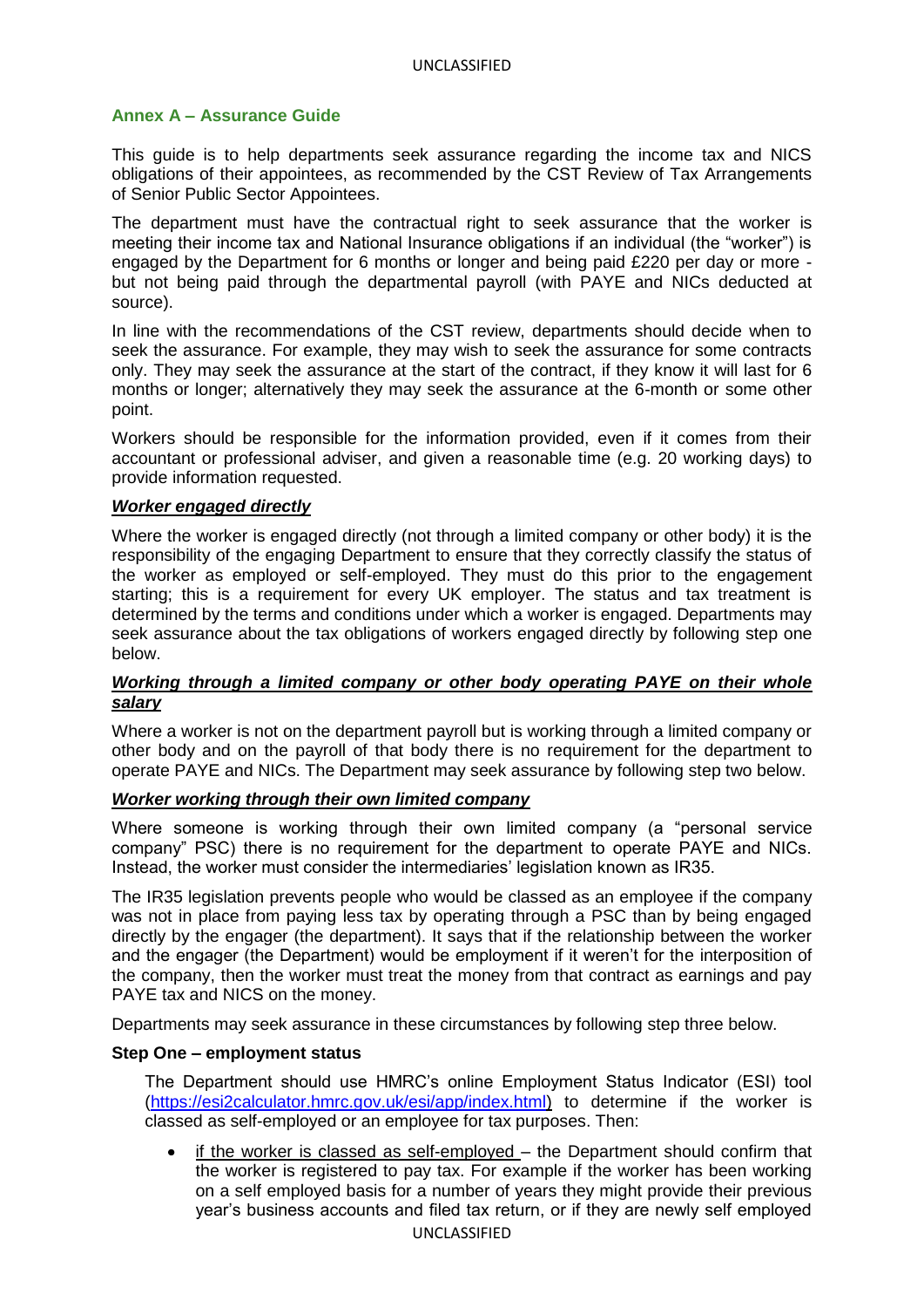## Annex A – Assurance Guide

This guide is to help departments seek assurance regarding the income tax and NICS obligations of their appointees, as recommended by the CST Review of Tax Arrangements of Senior Public Sector Appointees.

The department must have the contractual right to seek assurance that the worker is meeting their income tax and National Insurance obligations if an individual (the "worker") is engaged by the Department for 6 months or longer and being paid £220 per day or more - but not being paid through the departmental payroll (with PAYE and NICs deducted at source).

In line with the recommendations of the CST review, departments should decide when to seek the assurance. For example, they may wish to seek the assurance for some contracts only. They may seek the assurance at the start of the contract, if they know it will last for 6 months or longer; alternatively they may seek the assurance at the 6-month or some other point.

Workers should be responsible for the information provided, even if it comes from their accountant or professional adviser, and given a reasonable time (e.g. 20 working days) to provide information requested.

### ***Worker engaged directly***

Where the worker is engaged directly (not through a limited company or other body) it is the responsibility of the engaging Department to ensure that they correctly classify the status of the worker as employed or self-employed. They must do this prior to the engagement starting; this is a requirement for every UK employer. The status and tax treatment is determined by the terms and conditions under which a worker is engaged. Departments may seek assurance about the tax obligations of workers engaged directly by following step one below.

### ***Working through a limited company or other body operating PAYE on their whole salary***

Where a worker is not on the department payroll but is working through a limited company or other body and on the payroll of that body there is no requirement for the department to operate PAYE and NICs. The Department may seek assurance by following step two below.

### ***Worker working through their own limited company***

Where someone is working through their own limited company (a "personal service company" PSC) there is no requirement for the department to operate PAYE and NICs. Instead, the worker must consider the intermediaries' legislation known as IR35.

The IR35 legislation prevents people who would be classed as an employee if the company was not in place from paying less tax by operating through a PSC than by being engaged directly by the engager (the department). It says that if the relationship between the worker and the engager (the Department) would be employment if it weren't for the interposition of the company, then the worker must treat the money from that contract as earnings and pay PAYE tax and NICS on the money.

Departments may seek assurance in these circumstances by following step three below.

### Step One – employment status

The Department should use HMRC's online Employment Status Indicator (ESI) tool (https://esi2calculator.hmrc.gov.uk/esi/app/index.html) to determine if the worker is classed as self-employed or an employee for tax purposes. Then:

- if the worker is classed as self-employed – the Department should confirm that the worker is registered to pay tax. For example if the worker has been working on a self employed basis for a number of years they might provide their previous year's business accounts and filed tax return, or if they are newly self employed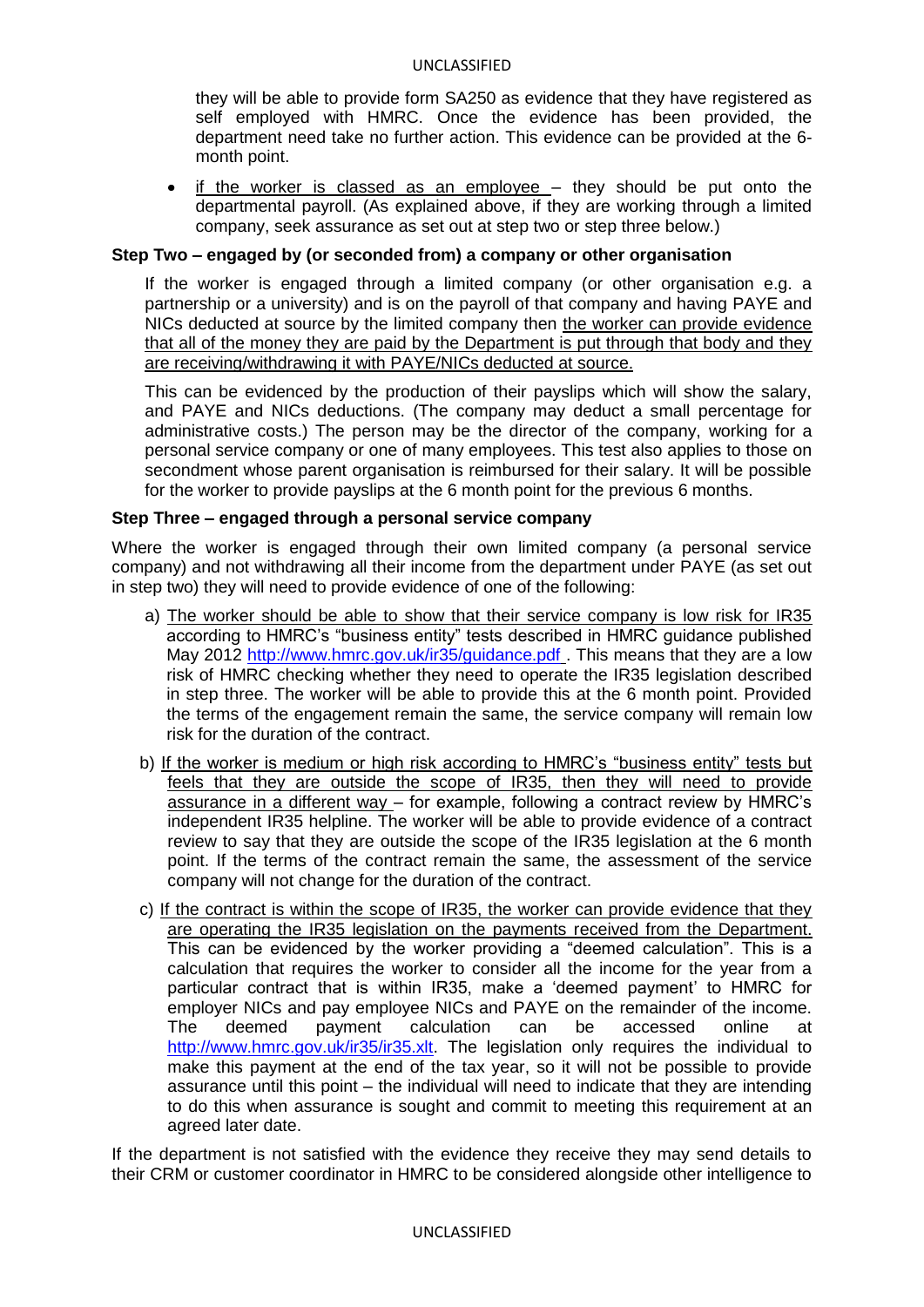they will be able to provide form SA250 as evidence that they have registered as self employed with HMRC. Once the evidence has been provided, the department need take no further action. This evidence can be provided at the 6-month point.

- if the worker is classed as an employee – they should be put onto the departmental payroll. (As explained above, if they are working through a limited company, seek assurance as set out at step two or step three below.)

**Step Two – engaged by (or seconded from) a company or other organisation**

If the worker is engaged through a limited company (or other organisation e.g. a partnership or a university) and is on the payroll of that company and having PAYE and NICs deducted at source by the limited company then the worker can provide evidence that all of the money they are paid by the Department is put through that body and they are receiving/withdrawing it with PAYE/NICs deducted at source.

This can be evidenced by the production of their payslips which will show the salary, and PAYE and NICs deductions. (The company may deduct a small percentage for administrative costs.) The person may be the director of the company, working for a personal service company or one of many employees. This test also applies to those on secondment whose parent organisation is reimbursed for their salary. It will be possible for the worker to provide payslips at the 6 month point for the previous 6 months.

**Step Three – engaged through a personal service company**

Where the worker is engaged through their own limited company (a personal service company) and not withdrawing all their income from the department under PAYE (as set out in step two) they will need to provide evidence of one of the following:

a) The worker should be able to show that their service company is low risk for IR35 according to HMRC's "business entity" tests described in HMRC guidance published May 2012 http://www.hmrc.gov.uk/ir35/guidance.pdf . This means that they are a low risk of HMRC checking whether they need to operate the IR35 legislation described in step three. The worker will be able to provide this at the 6 month point. Provided the terms of the engagement remain the same, the service company will remain low risk for the duration of the contract.

b) If the worker is medium or high risk according to HMRC's "business entity" tests but feels that they are outside the scope of IR35, then they will need to provide assurance in a different way – for example, following a contract review by HMRC's independent IR35 helpline. The worker will be able to provide evidence of a contract review to say that they are outside the scope of the IR35 legislation at the 6 month point. If the terms of the contract remain the same, the assessment of the service company will not change for the duration of the contract.

c) If the contract is within the scope of IR35, the worker can provide evidence that they are operating the IR35 legislation on the payments received from the Department. This can be evidenced by the worker providing a "deemed calculation". This is a calculation that requires the worker to consider all the income for the year from a particular contract that is within IR35, make a 'deemed payment' to HMRC for employer NICs and pay employee NICs and PAYE on the remainder of the income. The deemed payment calculation can be accessed online at http://www.hmrc.gov.uk/ir35/ir35.xlt. The legislation only requires the individual to make this payment at the end of the tax year, so it will not be possible to provide assurance until this point – the individual will need to indicate that they are intending to do this when assurance is sought and commit to meeting this requirement at an agreed later date.

If the department is not satisfied with the evidence they receive they may send details to their CRM or customer coordinator in HMRC to be considered alongside other intelligence to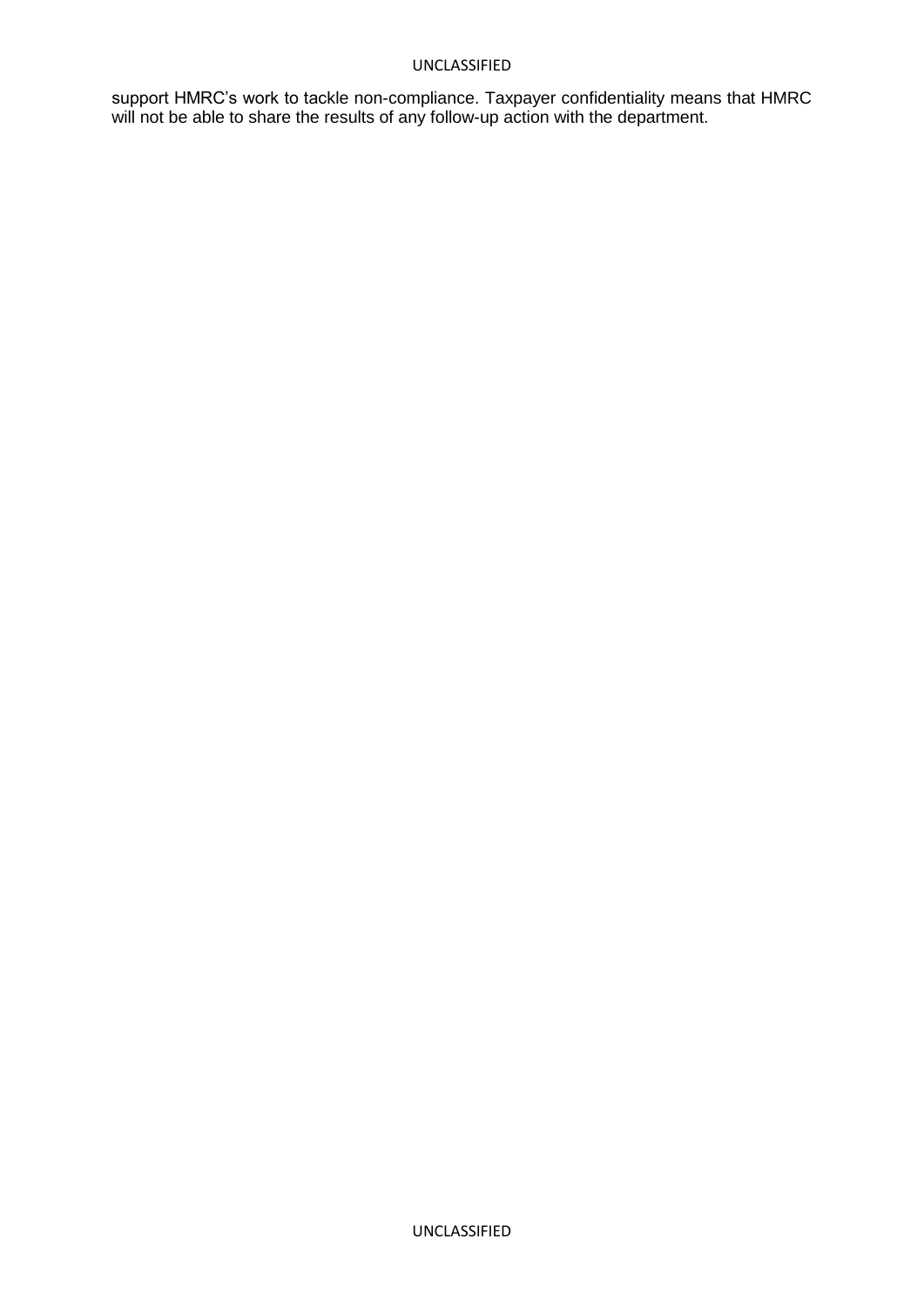support HMRC's work to tackle non-compliance. Taxpayer confidentiality means that HMRC will not be able to share the results of any follow-up action with the department.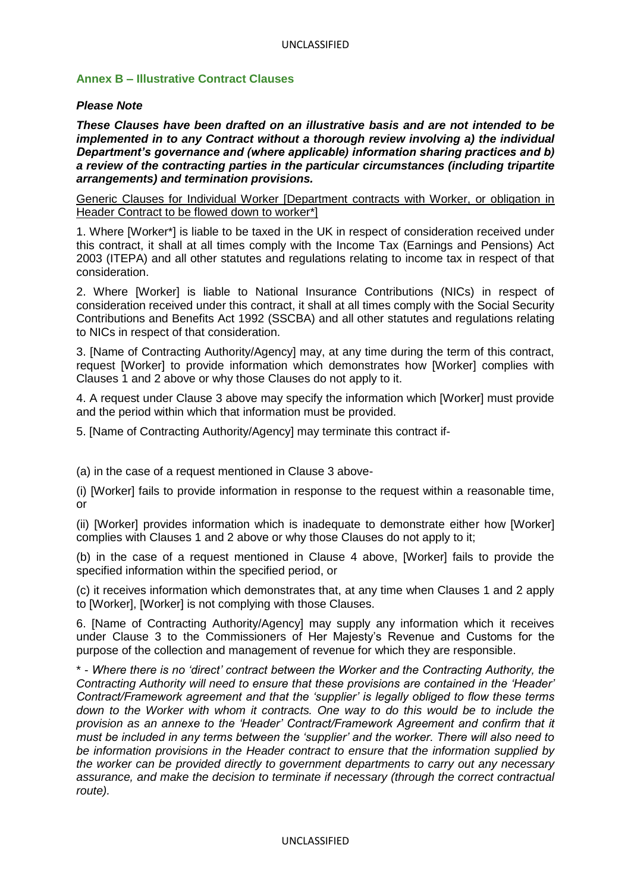## Annex B – Illustrative Contract Clauses

***Please Note***

***These Clauses have been drafted on an illustrative basis and are not intended to be implemented in to any Contract without a thorough review involving a) the individual Department's governance and (where applicable) information sharing practices and b) a review of the contracting parties in the particular circumstances (including tripartite arrangements) and termination provisions.***

<u>Generic Clauses for Individual Worker [Department contracts with Worker, or obligation in Header Contract to be flowed down to worker*]</u>

1. Where [Worker*] is liable to be taxed in the UK in respect of consideration received under this contract, it shall at all times comply with the Income Tax (Earnings and Pensions) Act 2003 (ITEPA) and all other statutes and regulations relating to income tax in respect of that consideration.

2. Where [Worker] is liable to National Insurance Contributions (NICs) in respect of consideration received under this contract, it shall at all times comply with the Social Security Contributions and Benefits Act 1992 (SSCBA) and all other statutes and regulations relating to NICs in respect of that consideration.

3. [Name of Contracting Authority/Agency] may, at any time during the term of this contract, request [Worker] to provide information which demonstrates how [Worker] complies with Clauses 1 and 2 above or why those Clauses do not apply to it.

4. A request under Clause 3 above may specify the information which [Worker] must provide and the period within which that information must be provided.

5. [Name of Contracting Authority/Agency] may terminate this contract if-

(a) in the case of a request mentioned in Clause 3 above-

(i) [Worker] fails to provide information in response to the request within a reasonable time, or

(ii) [Worker] provides information which is inadequate to demonstrate either how [Worker] complies with Clauses 1 and 2 above or why those Clauses do not apply to it;

(b) in the case of a request mentioned in Clause 4 above, [Worker] fails to provide the specified information within the specified period, or

(c) it receives information which demonstrates that, at any time when Clauses 1 and 2 apply to [Worker], [Worker] is not complying with those Clauses.

6. [Name of Contracting Authority/Agency] may supply any information which it receives under Clause 3 to the Commissioners of Her Majesty's Revenue and Customs for the purpose of the collection and management of revenue for which they are responsible.

\* - *Where there is no 'direct' contract between the Worker and the Contracting Authority, the Contracting Authority will need to ensure that these provisions are contained in the 'Header' Contract/Framework agreement and that the 'supplier' is legally obliged to flow these terms down to the Worker with whom it contracts. One way to do this would be to include the provision as an annexe to the 'Header' Contract/Framework Agreement and confirm that it must be included in any terms between the 'supplier' and the worker. There will also need to be information provisions in the Header contract to ensure that the information supplied by the worker can be provided directly to government departments to carry out any necessary assurance, and make the decision to terminate if necessary (through the correct contractual route).*